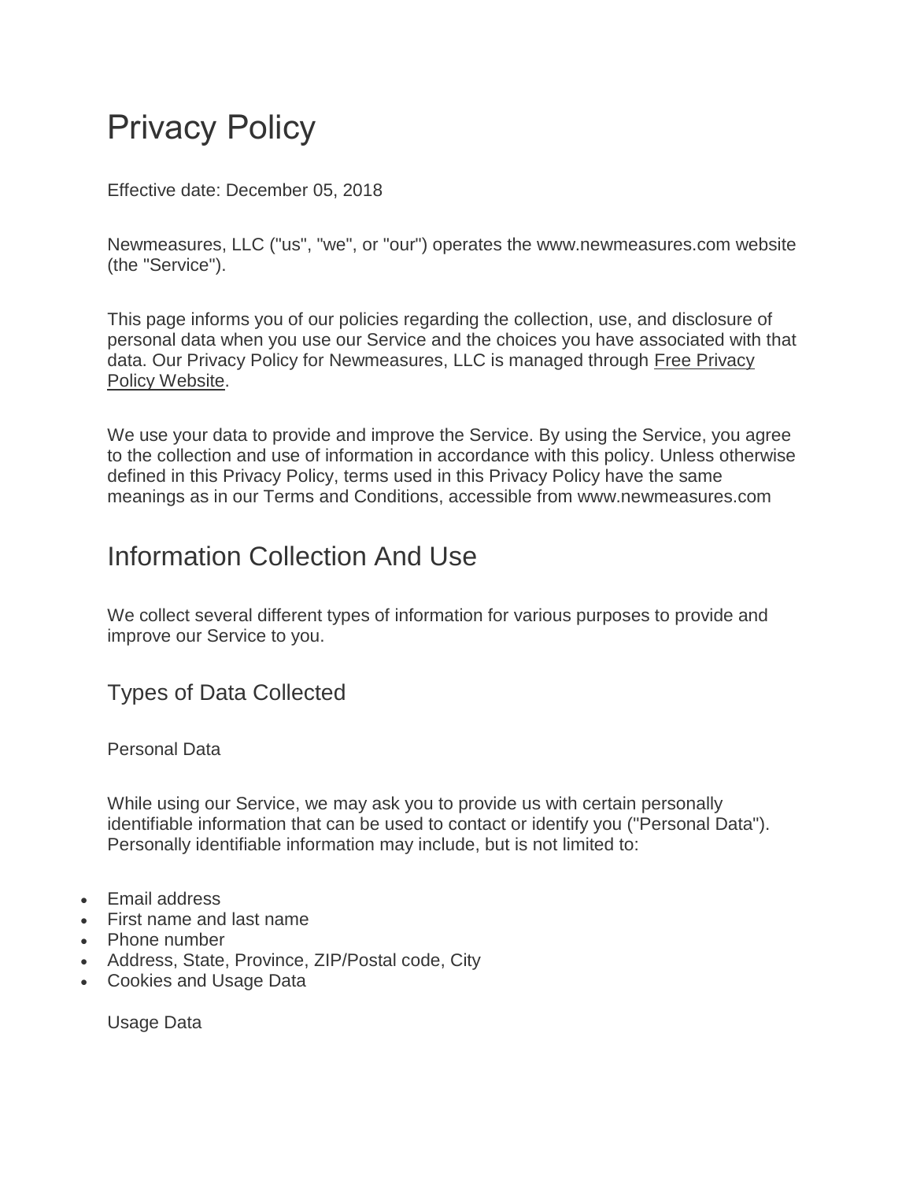# Privacy Policy

Effective date: December 05, 2018

Newmeasures, LLC ("us", "we", or "our") operates the www.newmeasures.com website (the "Service").

This page informs you of our policies regarding the collection, use, and disclosure of personal data when you use our Service and the choices you have associated with that data. Our Privacy Policy for Newmeasures, LLC is managed through Free Privacy Policy Website.

We use your data to provide and improve the Service. By using the Service, you agree to the collection and use of information in accordance with this policy. Unless otherwise defined in this Privacy Policy, terms used in this Privacy Policy have the same meanings as in our Terms and Conditions, accessible from www.newmeasures.com

## Information Collection And Use

We collect several different types of information for various purposes to provide and improve our Service to you.

### Types of Data Collected

Personal Data

While using our Service, we may ask you to provide us with certain personally identifiable information that can be used to contact or identify you ("Personal Data"). Personally identifiable information may include, but is not limited to:

- Email address
- First name and last name
- Phone number
- Address, State, Province, ZIP/Postal code, City
- Cookies and Usage Data

Usage Data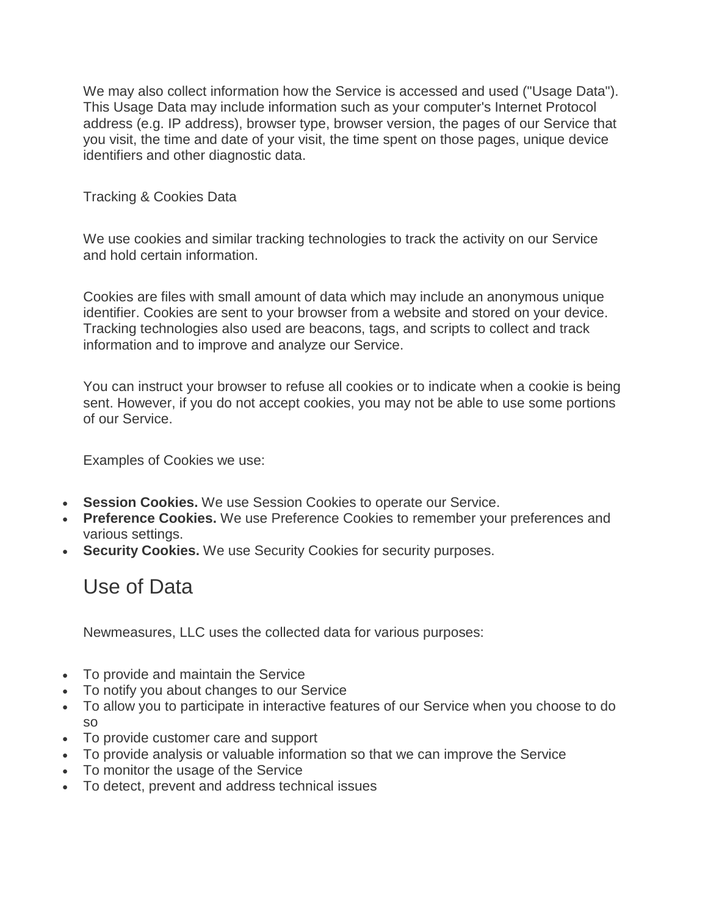We may also collect information how the Service is accessed and used ("Usage Data"). This Usage Data may include information such as your computer's Internet Protocol address (e.g. IP address), browser type, browser version, the pages of our Service that you visit, the time and date of your visit, the time spent on those pages, unique device identifiers and other diagnostic data.

Tracking & Cookies Data

We use cookies and similar tracking technologies to track the activity on our Service and hold certain information.

Cookies are files with small amount of data which may include an anonymous unique identifier. Cookies are sent to your browser from a website and stored on your device. Tracking technologies also used are beacons, tags, and scripts to collect and track information and to improve and analyze our Service.

You can instruct your browser to refuse all cookies or to indicate when a cookie is being sent. However, if you do not accept cookies, you may not be able to use some portions of our Service.

Examples of Cookies we use:

- **Session Cookies.** We use Session Cookies to operate our Service.
- **Preference Cookies.** We use Preference Cookies to remember your preferences and various settings.
- **Security Cookies.** We use Security Cookies for security purposes.

## Use of Data

Newmeasures, LLC uses the collected data for various purposes:

- To provide and maintain the Service
- To notify you about changes to our Service
- To allow you to participate in interactive features of our Service when you choose to do so
- To provide customer care and support
- To provide analysis or valuable information so that we can improve the Service
- To monitor the usage of the Service
- To detect, prevent and address technical issues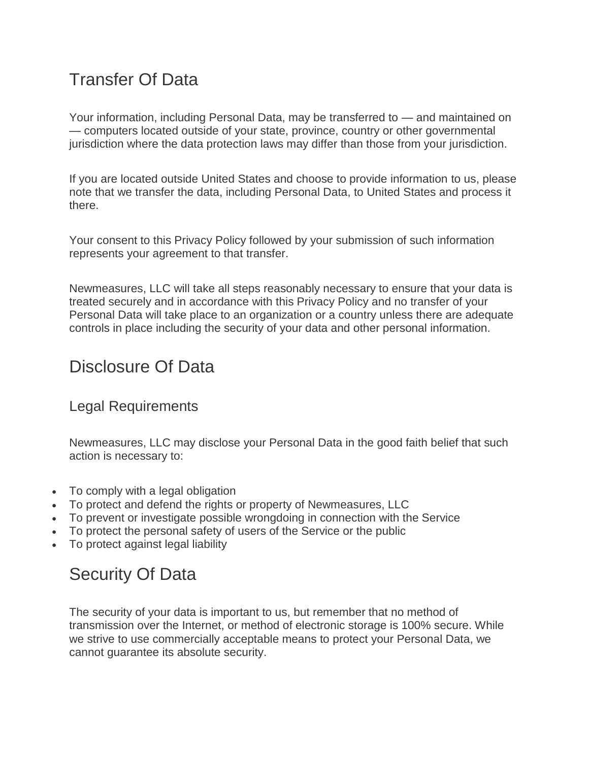## Transfer Of Data

Your information, including Personal Data, may be transferred to — and maintained on — computers located outside of your state, province, country or other governmental jurisdiction where the data protection laws may differ than those from your jurisdiction.

If you are located outside United States and choose to provide information to us, please note that we transfer the data, including Personal Data, to United States and process it there.

Your consent to this Privacy Policy followed by your submission of such information represents your agreement to that transfer.

Newmeasures, LLC will take all steps reasonably necessary to ensure that your data is treated securely and in accordance with this Privacy Policy and no transfer of your Personal Data will take place to an organization or a country unless there are adequate controls in place including the security of your data and other personal information.

## Disclosure Of Data

### Legal Requirements

Newmeasures, LLC may disclose your Personal Data in the good faith belief that such action is necessary to:

- To comply with a legal obligation
- To protect and defend the rights or property of Newmeasures, LLC
- To prevent or investigate possible wrongdoing in connection with the Service
- To protect the personal safety of users of the Service or the public
- To protect against legal liability

## Security Of Data

The security of your data is important to us, but remember that no method of transmission over the Internet, or method of electronic storage is 100% secure. While we strive to use commercially acceptable means to protect your Personal Data, we cannot guarantee its absolute security.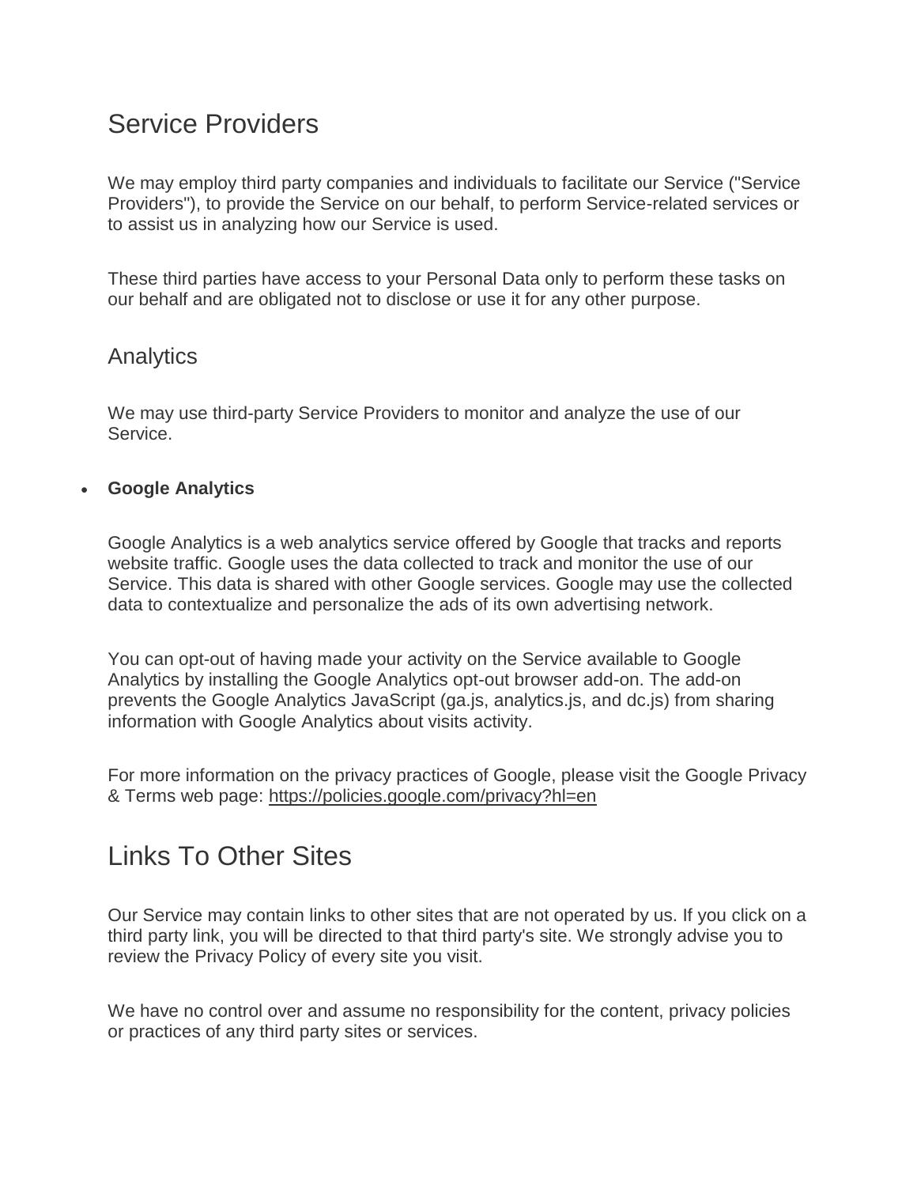## Service Providers

We may employ third party companies and individuals to facilitate our Service ("Service Providers"), to provide the Service on our behalf, to perform Service-related services or to assist us in analyzing how our Service is used.

These third parties have access to your Personal Data only to perform these tasks on our behalf and are obligated not to disclose or use it for any other purpose.

### Analytics

We may use third-party Service Providers to monitor and analyze the use of our Service.

- **Google Analytics**

  Google Analytics is a web analytics service offered by Google that tracks and reports website traffic. Google uses the data collected to track and monitor the use of our Service. This data is shared with other Google services. Google may use the collected data to contextualize and personalize the ads of its own advertising network.

  You can opt-out of having made your activity on the Service available to Google Analytics by installing the Google Analytics opt-out browser add-on. The add-on prevents the Google Analytics JavaScript (ga.js, analytics.js, and dc.js) from sharing information with Google Analytics about visits activity.

  For more information on the privacy practices of Google, please visit the Google Privacy & Terms web page: https://policies.google.com/privacy?hl=en

## Links To Other Sites

Our Service may contain links to other sites that are not operated by us. If you click on a third party link, you will be directed to that third party's site. We strongly advise you to review the Privacy Policy of every site you visit.

We have no control over and assume no responsibility for the content, privacy policies or practices of any third party sites or services.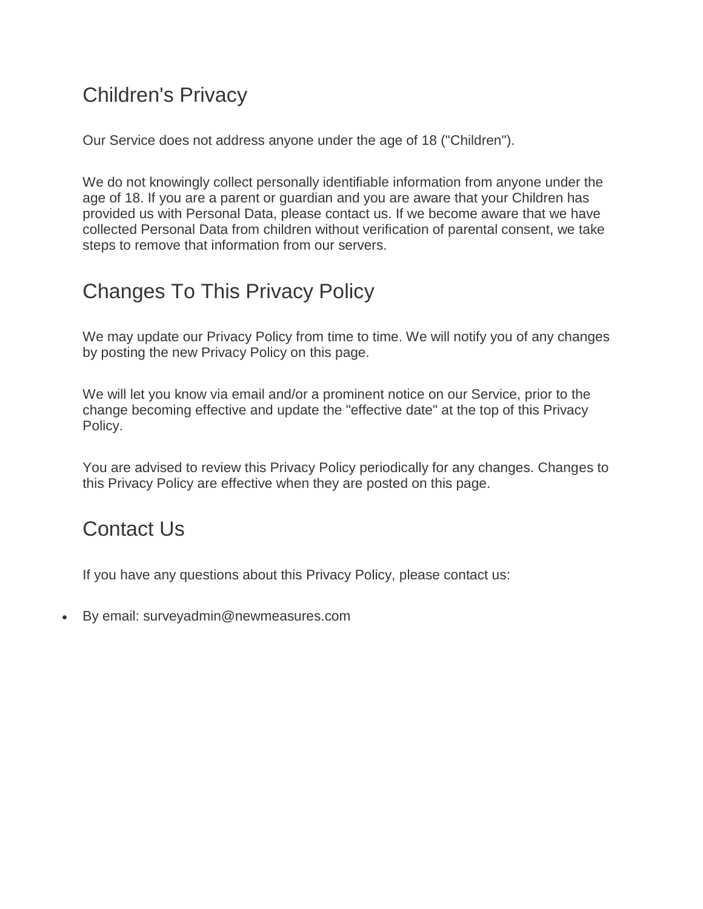## Children's Privacy

Our Service does not address anyone under the age of 18 ("Children").

We do not knowingly collect personally identifiable information from anyone under the age of 18. If you are a parent or guardian and you are aware that your Children has provided us with Personal Data, please contact us. If we become aware that we have collected Personal Data from children without verification of parental consent, we take steps to remove that information from our servers.

## Changes To This Privacy Policy

We may update our Privacy Policy from time to time. We will notify you of any changes by posting the new Privacy Policy on this page.

We will let you know via email and/or a prominent notice on our Service, prior to the change becoming effective and update the "effective date" at the top of this Privacy Policy.

You are advised to review this Privacy Policy periodically for any changes. Changes to this Privacy Policy are effective when they are posted on this page.

## Contact Us

If you have any questions about this Privacy Policy, please contact us:

- By email: surveyadmin@newmeasures.com